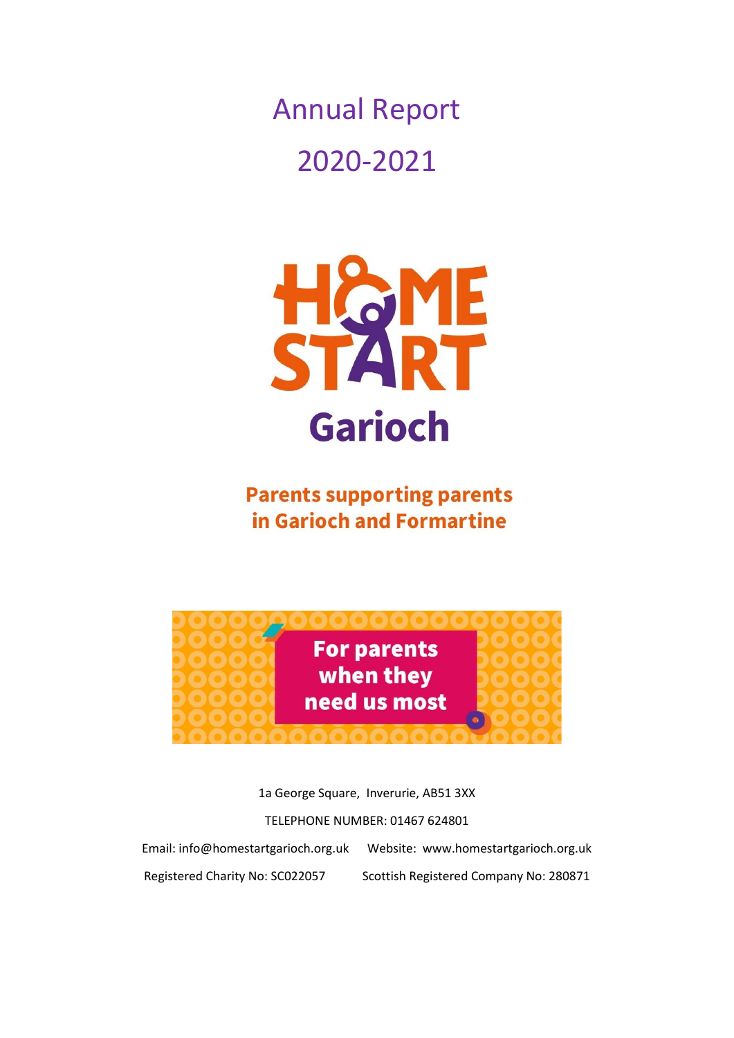# Annual Report

# 2020-2021

**HOME START**

**Garioch**

**Parents supporting parents in Garioch and Formartine**

**For parents when they need us most**

1a George Square, Inverurie, AB51 3XX

TELEPHONE NUMBER: 01467 624801

Email: info@homestartgarioch.org.uk Website: www.homestartgarioch.org.uk

Registered Charity No: SC022057 Scottish Registered Company No: 280871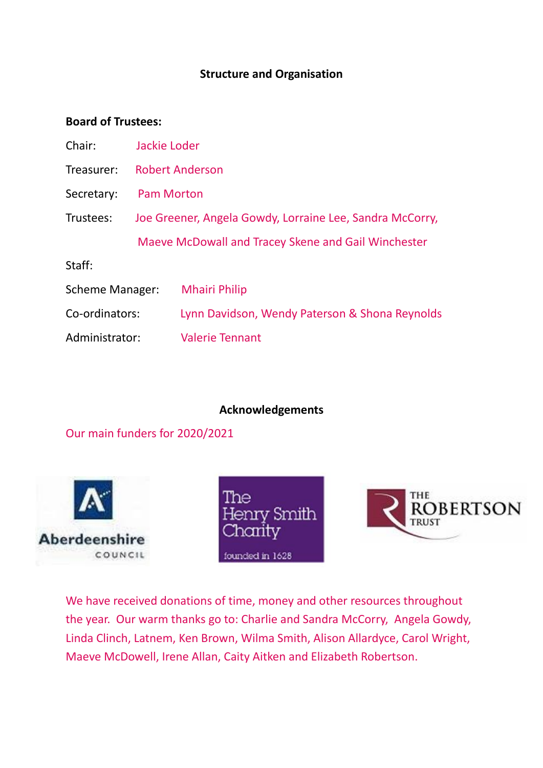## Structure and Organisation

**Board of Trustees:**

Chair: Jackie Loder

Treasurer: Robert Anderson

Secretary: Pam Morton

Trustees: Joe Greener, Angela Gowdy, Lorraine Lee, Sandra McCorry, Maeve McDowall and Tracey Skene and Gail Winchester

Staff:

Scheme Manager: Mhairi Philip

Co-ordinators: Lynn Davidson, Wendy Paterson & Shona Reynolds

Administrator: Valerie Tennant

## Acknowledgements

Our main funders for 2020/2021

Aberdeenshire COUNCIL

The Henry Smith Charity founded in 1628

THE ROBERTSON TRUST

We have received donations of time, money and other resources throughout the year. Our warm thanks go to: Charlie and Sandra McCorry, Angela Gowdy, Linda Clinch, Latnem, Ken Brown, Wilma Smith, Alison Allardyce, Carol Wright, Maeve McDowell, Irene Allan, Caity Aitken and Elizabeth Robertson.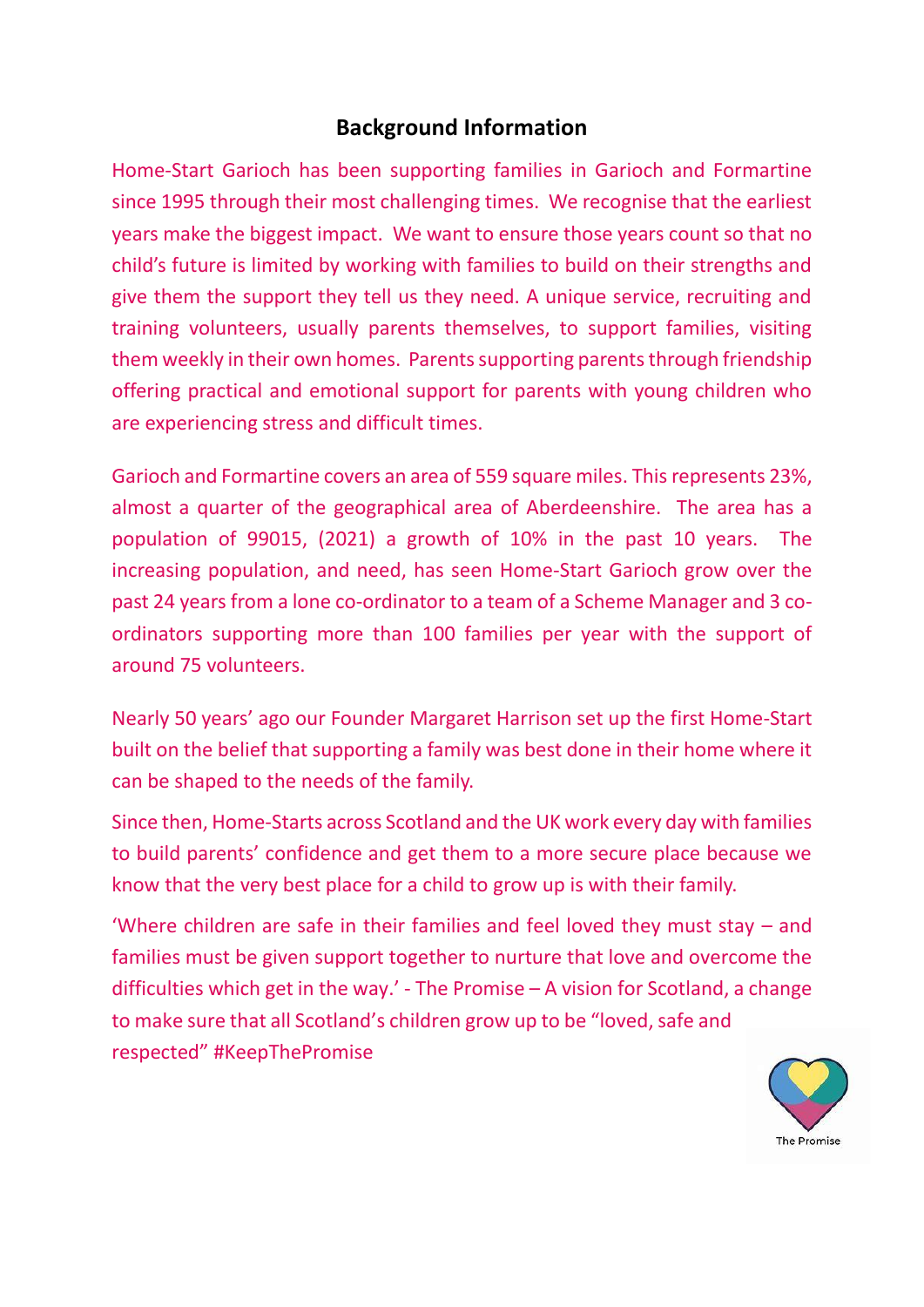## Background Information

Home-Start Garioch has been supporting families in Garioch and Formartine since 1995 through their most challenging times. We recognise that the earliest years make the biggest impact. We want to ensure those years count so that no child's future is limited by working with families to build on their strengths and give them the support they tell us they need. A unique service, recruiting and training volunteers, usually parents themselves, to support families, visiting them weekly in their own homes. Parents supporting parents through friendship offering practical and emotional support for parents with young children who are experiencing stress and difficult times.

Garioch and Formartine covers an area of 559 square miles. This represents 23%, almost a quarter of the geographical area of Aberdeenshire. The area has a population of 99015, (2021) a growth of 10% in the past 10 years. The increasing population, and need, has seen Home-Start Garioch grow over the past 24 years from a lone co-ordinator to a team of a Scheme Manager and 3 co-ordinators supporting more than 100 families per year with the support of around 75 volunteers.

Nearly 50 years' ago our Founder Margaret Harrison set up the first Home-Start built on the belief that supporting a family was best done in their home where it can be shaped to the needs of the family.

Since then, Home-Starts across Scotland and the UK work every day with families to build parents' confidence and get them to a more secure place because we know that the very best place for a child to grow up is with their family.

'Where children are safe in their families and feel loved they must stay – and families must be given support together to nurture that love and overcome the difficulties which get in the way.' - The Promise – A vision for Scotland, a change to make sure that all Scotland's children grow up to be "loved, safe and respected" #KeepThePromise

The Promise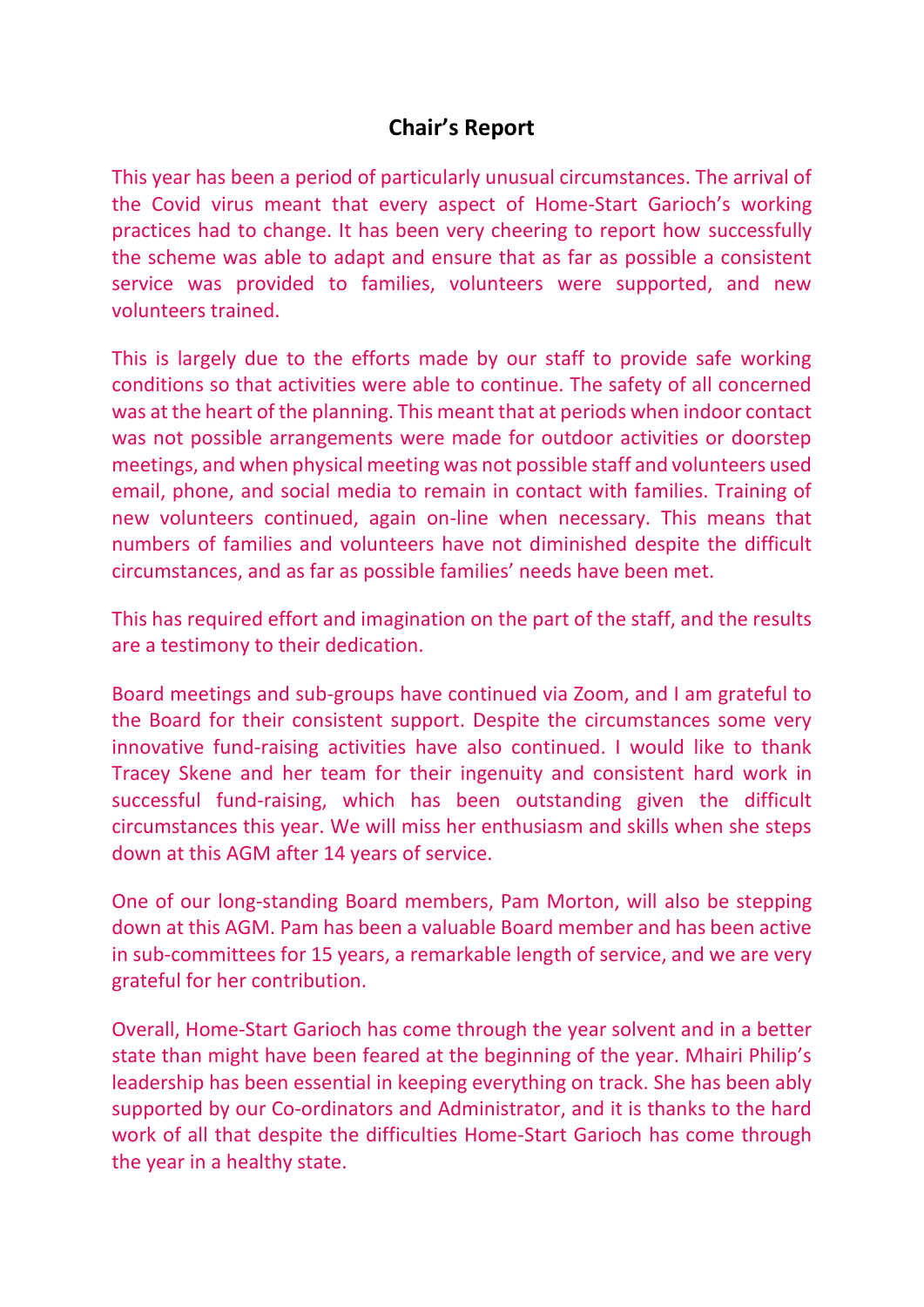# Chair's Report

This year has been a period of particularly unusual circumstances. The arrival of the Covid virus meant that every aspect of Home-Start Garioch's working practices had to change. It has been very cheering to report how successfully the scheme was able to adapt and ensure that as far as possible a consistent service was provided to families, volunteers were supported, and new volunteers trained.

This is largely due to the efforts made by our staff to provide safe working conditions so that activities were able to continue. The safety of all concerned was at the heart of the planning. This meant that at periods when indoor contact was not possible arrangements were made for outdoor activities or doorstep meetings, and when physical meeting was not possible staff and volunteers used email, phone, and social media to remain in contact with families. Training of new volunteers continued, again on-line when necessary. This means that numbers of families and volunteers have not diminished despite the difficult circumstances, and as far as possible families' needs have been met.

This has required effort and imagination on the part of the staff, and the results are a testimony to their dedication.

Board meetings and sub-groups have continued via Zoom, and I am grateful to the Board for their consistent support. Despite the circumstances some very innovative fund-raising activities have also continued. I would like to thank Tracey Skene and her team for their ingenuity and consistent hard work in successful fund-raising, which has been outstanding given the difficult circumstances this year. We will miss her enthusiasm and skills when she steps down at this AGM after 14 years of service.

One of our long-standing Board members, Pam Morton, will also be stepping down at this AGM. Pam has been a valuable Board member and has been active in sub-committees for 15 years, a remarkable length of service, and we are very grateful for her contribution.

Overall, Home-Start Garioch has come through the year solvent and in a better state than might have been feared at the beginning of the year. Mhairi Philip's leadership has been essential in keeping everything on track. She has been ably supported by our Co-ordinators and Administrator, and it is thanks to the hard work of all that despite the difficulties Home-Start Garioch has come through the year in a healthy state.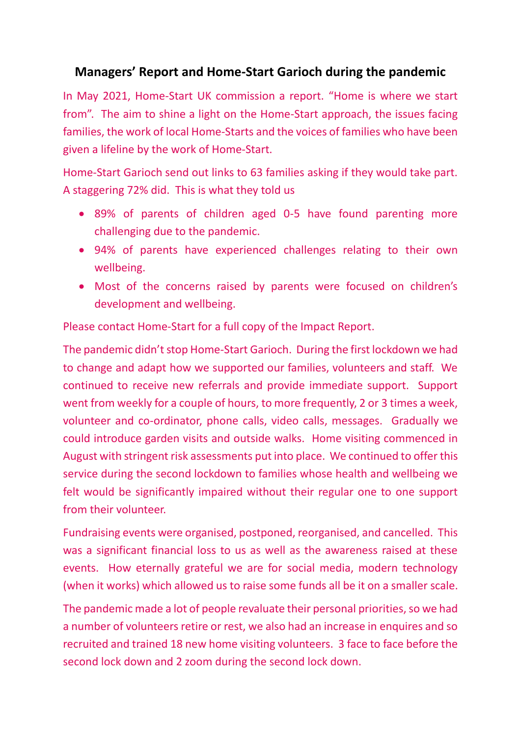## Managers' Report and Home-Start Garioch during the pandemic

In May 2021, Home-Start UK commission a report. "Home is where we start from". The aim to shine a light on the Home-Start approach, the issues facing families, the work of local Home-Starts and the voices of families who have been given a lifeline by the work of Home-Start.

Home-Start Garioch send out links to 63 families asking if they would take part. A staggering 72% did. This is what they told us

- 89% of parents of children aged 0-5 have found parenting more challenging due to the pandemic.
- 94% of parents have experienced challenges relating to their own wellbeing.
- Most of the concerns raised by parents were focused on children's development and wellbeing.

Please contact Home-Start for a full copy of the Impact Report.

The pandemic didn't stop Home-Start Garioch. During the first lockdown we had to change and adapt how we supported our families, volunteers and staff. We continued to receive new referrals and provide immediate support. Support went from weekly for a couple of hours, to more frequently, 2 or 3 times a week, volunteer and co-ordinator, phone calls, video calls, messages. Gradually we could introduce garden visits and outside walks. Home visiting commenced in August with stringent risk assessments put into place. We continued to offer this service during the second lockdown to families whose health and wellbeing we felt would be significantly impaired without their regular one to one support from their volunteer.

Fundraising events were organised, postponed, reorganised, and cancelled. This was a significant financial loss to us as well as the awareness raised at these events. How eternally grateful we are for social media, modern technology (when it works) which allowed us to raise some funds all be it on a smaller scale.

The pandemic made a lot of people revaluate their personal priorities, so we had a number of volunteers retire or rest, we also had an increase in enquires and so recruited and trained 18 new home visiting volunteers. 3 face to face before the second lock down and 2 zoom during the second lock down.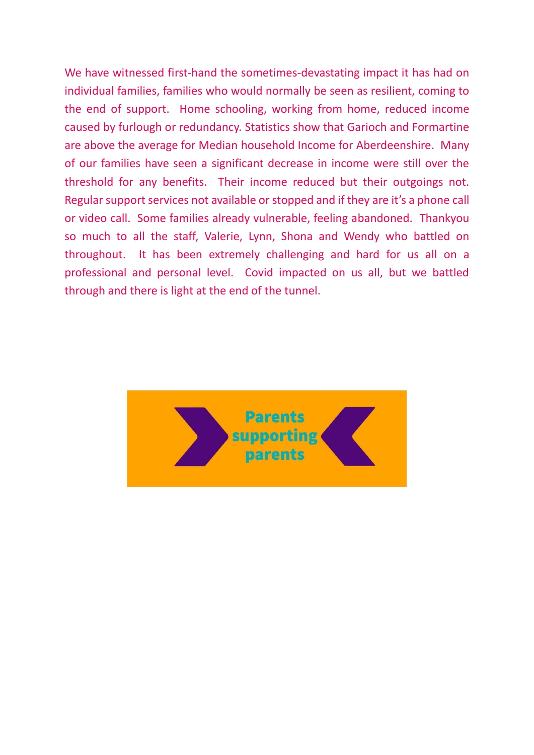We have witnessed first-hand the sometimes-devastating impact it has had on individual families, families who would normally be seen as resilient, coming to the end of support. Home schooling, working from home, reduced income caused by furlough or redundancy. Statistics show that Garioch and Formartine are above the average for Median household Income for Aberdeenshire. Many of our families have seen a significant decrease in income were still over the threshold for any benefits. Their income reduced but their outgoings not. Regular support services not available or stopped and if they are it's a phone call or video call. Some families already vulnerable, feeling abandoned. Thankyou so much to all the staff, Valerie, Lynn, Shona and Wendy who battled on throughout. It has been extremely challenging and hard for us all on a professional and personal level. Covid impacted on us all, but we battled through and there is light at the end of the tunnel.

Parents supporting parents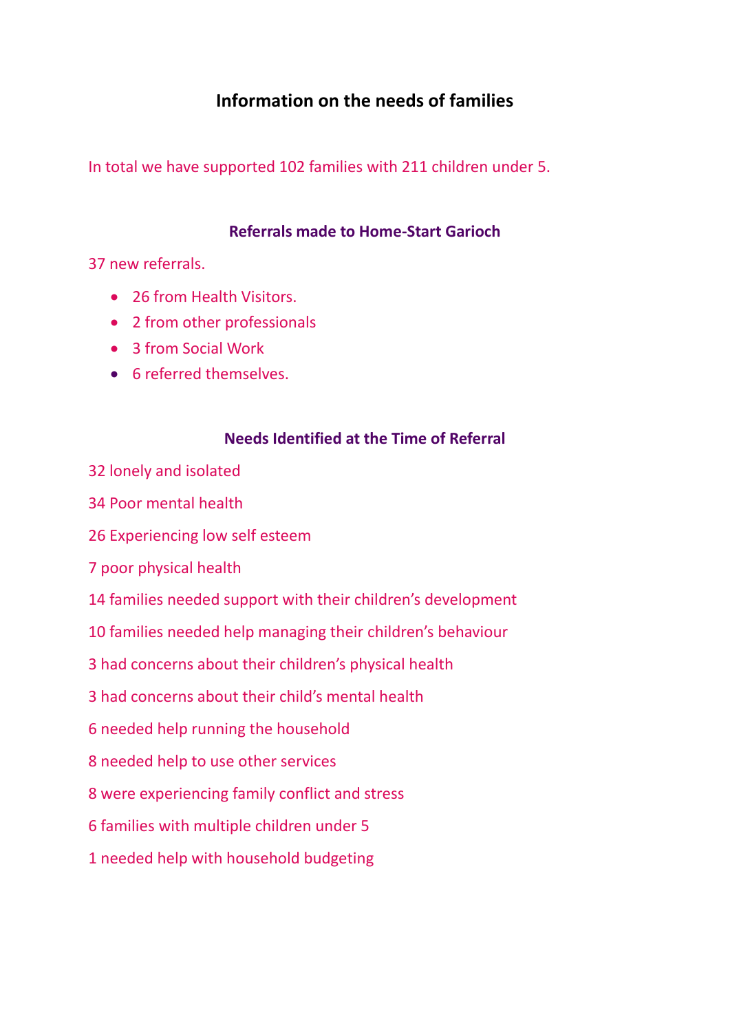## Information on the needs of families

In total we have supported 102 families with 211 children under 5.

### Referrals made to Home-Start Garioch

37 new referrals.

- 26 from Health Visitors.
- 2 from other professionals
- 3 from Social Work
- 6 referred themselves.

### Needs Identified at the Time of Referral

32 lonely and isolated

34 Poor mental health

26 Experiencing low self esteem

7 poor physical health

14 families needed support with their children's development

10 families needed help managing their children's behaviour

3 had concerns about their children's physical health

3 had concerns about their child's mental health

6 needed help running the household

8 needed help to use other services

8 were experiencing family conflict and stress

6 families with multiple children under 5

1 needed help with household budgeting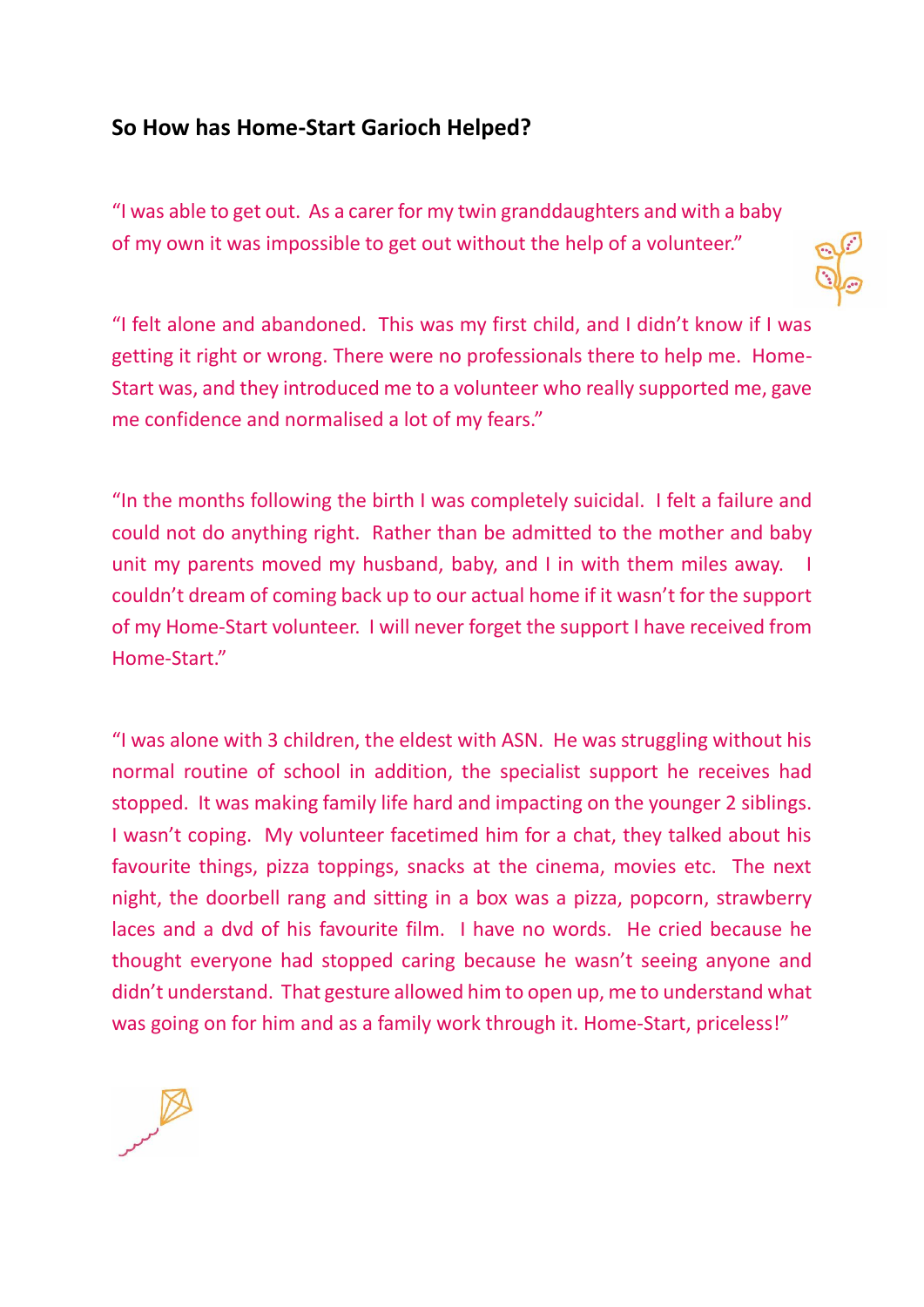**So How has Home-Start Garioch Helped?**

"I was able to get out. As a carer for my twin granddaughters and with a baby of my own it was impossible to get out without the help of a volunteer."

"I felt alone and abandoned. This was my first child, and I didn't know if I was getting it right or wrong. There were no professionals there to help me. Home-Start was, and they introduced me to a volunteer who really supported me, gave me confidence and normalised a lot of my fears."

"In the months following the birth I was completely suicidal. I felt a failure and could not do anything right. Rather than be admitted to the mother and baby unit my parents moved my husband, baby, and I in with them miles away. I couldn't dream of coming back up to our actual home if it wasn't for the support of my Home-Start volunteer. I will never forget the support I have received from Home-Start."

"I was alone with 3 children, the eldest with ASN. He was struggling without his normal routine of school in addition, the specialist support he receives had stopped. It was making family life hard and impacting on the younger 2 siblings. I wasn't coping. My volunteer facetimed him for a chat, they talked about his favourite things, pizza toppings, snacks at the cinema, movies etc. The next night, the doorbell rang and sitting in a box was a pizza, popcorn, strawberry laces and a dvd of his favourite film. I have no words. He cried because he thought everyone had stopped caring because he wasn't seeing anyone and didn't understand. That gesture allowed him to open up, me to understand what was going on for him and as a family work through it. Home-Start, priceless!"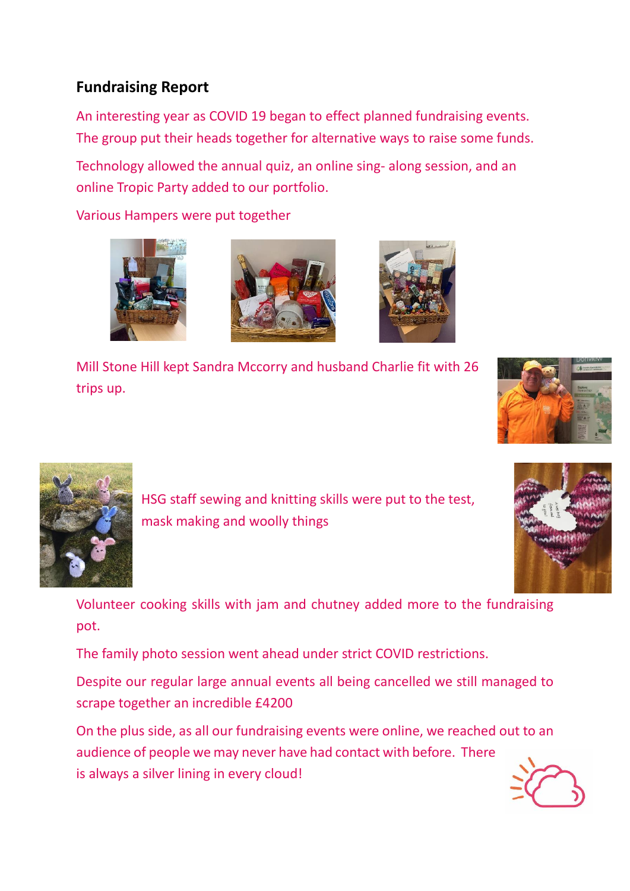## Fundraising Report

An interesting year as COVID 19 began to effect planned fundraising events. The group put their heads together for alternative ways to raise some funds.

Technology allowed the annual quiz, an online sing- along session, and an online Tropic Party added to our portfolio.

Various Hampers were put together

Mill Stone Hill kept Sandra Mccorry and husband Charlie fit with 26 trips up.

HSG staff sewing and knitting skills were put to the test, mask making and woolly things

Volunteer cooking skills with jam and chutney added more to the fundraising pot.

The family photo session went ahead under strict COVID restrictions.

Despite our regular large annual events all being cancelled we still managed to scrape together an incredible £4200

On the plus side, as all our fundraising events were online, we reached out to an audience of people we may never have had contact with before. There is always a silver lining in every cloud!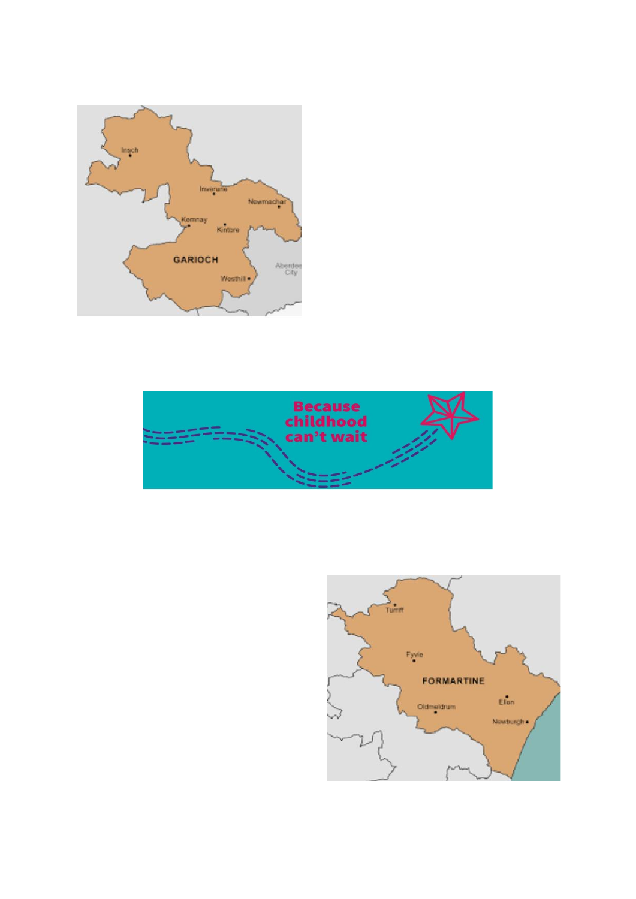Insch
Inverurie
Newmachar
Kemnay
Kintore
GARIOCH
Westhill
Aberdeen City

Because childhood can't wait

Turriff
Fyvie
FORMARTINE
Ellon
Oldmeldrum
Newburgh